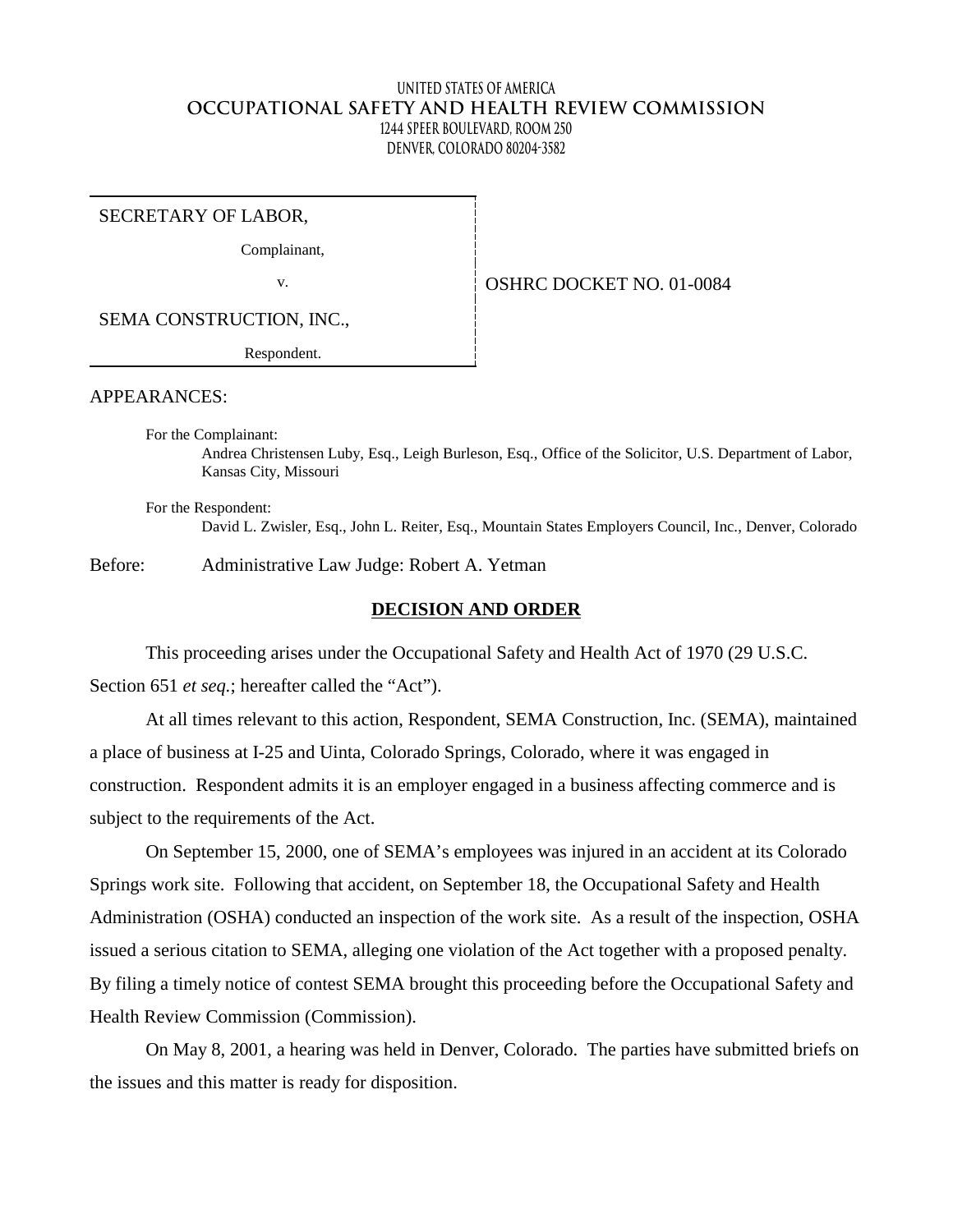UNITED STATES OF AMERICA
**OCCUPATIONAL SAFETY AND HEALTH REVIEW COMMISSION**
1244 SPEER BOULEVARD, ROOM 250
DENVER, COLORADO 80204-3582

SECRETARY OF LABOR,

Complainant,

v.

SEMA CONSTRUCTION, INC.,

Respondent.

OSHRC DOCKET NO. 01-0084

APPEARANCES:

For the Complainant:
Andrea Christensen Luby, Esq., Leigh Burleson, Esq., Office of the Solicitor, U.S. Department of Labor, Kansas City, Missouri

For the Respondent:
David L. Zwisler, Esq., John L. Reiter, Esq., Mountain States Employers Council, Inc., Denver, Colorado

Before: Administrative Law Judge: Robert A. Yetman

## DECISION AND ORDER

This proceeding arises under the Occupational Safety and Health Act of 1970 (29 U.S.C. Section 651 *et seq.*; hereafter called the "Act").

At all times relevant to this action, Respondent, SEMA Construction, Inc. (SEMA), maintained a place of business at I-25 and Uinta, Colorado Springs, Colorado, where it was engaged in construction. Respondent admits it is an employer engaged in a business affecting commerce and is subject to the requirements of the Act.

On September 15, 2000, one of SEMA's employees was injured in an accident at its Colorado Springs work site. Following that accident, on September 18, the Occupational Safety and Health Administration (OSHA) conducted an inspection of the work site. As a result of the inspection, OSHA issued a serious citation to SEMA, alleging one violation of the Act together with a proposed penalty. By filing a timely notice of contest SEMA brought this proceeding before the Occupational Safety and Health Review Commission (Commission).

On May 8, 2001, a hearing was held in Denver, Colorado. The parties have submitted briefs on the issues and this matter is ready for disposition.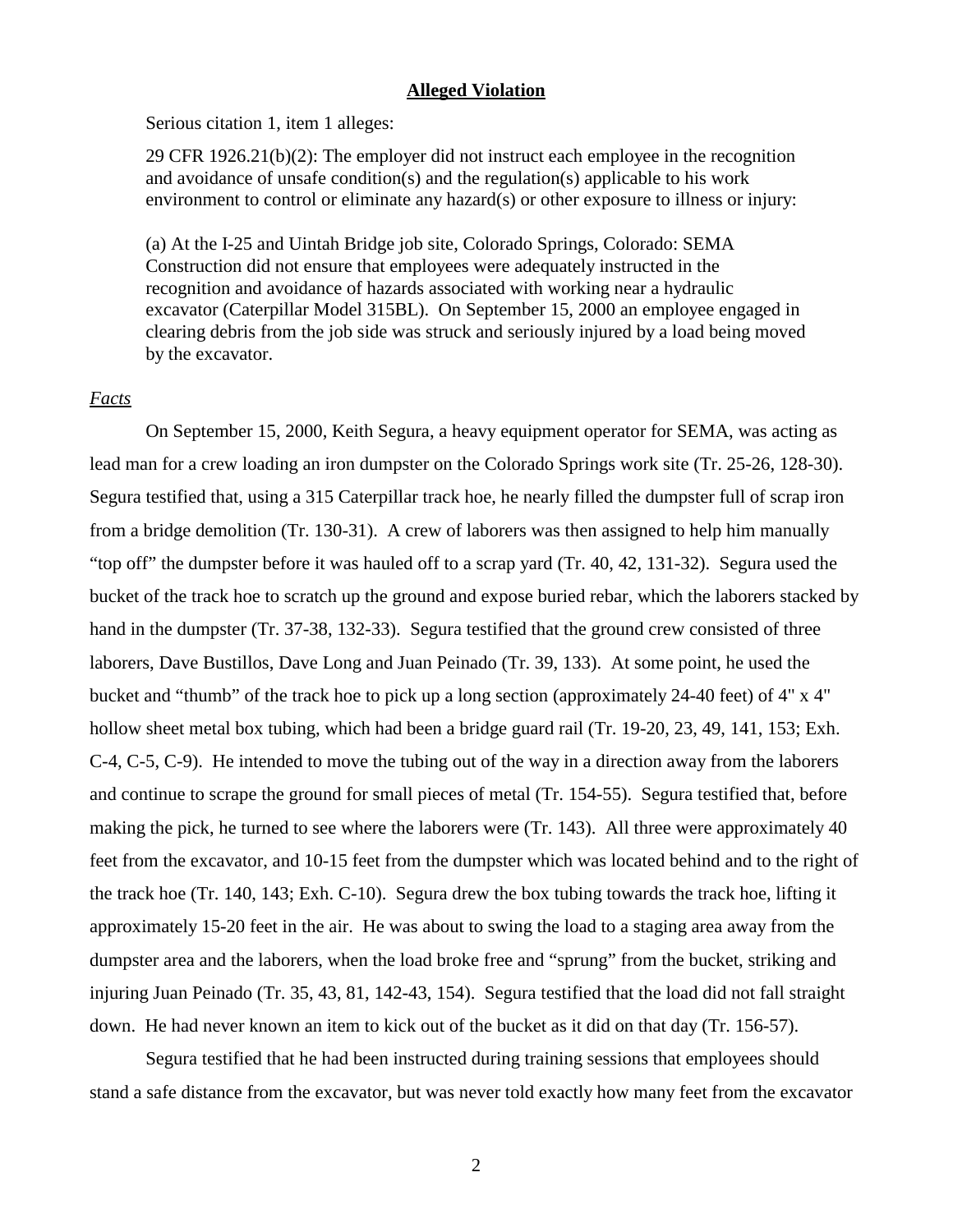**Alleged Violation**

Serious citation 1, item 1 alleges:

29 CFR 1926.21(b)(2): The employer did not instruct each employee in the recognition and avoidance of unsafe condition(s) and the regulation(s) applicable to his work environment to control or eliminate any hazard(s) or other exposure to illness or injury:

(a) At the I-25 and Uintah Bridge job site, Colorado Springs, Colorado: SEMA Construction did not ensure that employees were adequately instructed in the recognition and avoidance of hazards associated with working near a hydraulic excavator (Caterpillar Model 315BL). On September 15, 2000 an employee engaged in clearing debris from the job side was struck and seriously injured by a load being moved by the excavator.

*Facts*

On September 15, 2000, Keith Segura, a heavy equipment operator for SEMA, was acting as lead man for a crew loading an iron dumpster on the Colorado Springs work site (Tr. 25-26, 128-30). Segura testified that, using a 315 Caterpillar track hoe, he nearly filled the dumpster full of scrap iron from a bridge demolition (Tr. 130-31). A crew of laborers was then assigned to help him manually "top off" the dumpster before it was hauled off to a scrap yard (Tr. 40, 42, 131-32). Segura used the bucket of the track hoe to scratch up the ground and expose buried rebar, which the laborers stacked by hand in the dumpster (Tr. 37-38, 132-33). Segura testified that the ground crew consisted of three laborers, Dave Bustillos, Dave Long and Juan Peinado (Tr. 39, 133). At some point, he used the bucket and "thumb" of the track hoe to pick up a long section (approximately 24-40 feet) of 4" x 4" hollow sheet metal box tubing, which had been a bridge guard rail (Tr. 19-20, 23, 49, 141, 153; Exh. C-4, C-5, C-9). He intended to move the tubing out of the way in a direction away from the laborers and continue to scrape the ground for small pieces of metal (Tr. 154-55). Segura testified that, before making the pick, he turned to see where the laborers were (Tr. 143). All three were approximately 40 feet from the excavator, and 10-15 feet from the dumpster which was located behind and to the right of the track hoe (Tr. 140, 143; Exh. C-10). Segura drew the box tubing towards the track hoe, lifting it approximately 15-20 feet in the air. He was about to swing the load to a staging area away from the dumpster area and the laborers, when the load broke free and "sprung" from the bucket, striking and injuring Juan Peinado (Tr. 35, 43, 81, 142-43, 154). Segura testified that the load did not fall straight down. He had never known an item to kick out of the bucket as it did on that day (Tr. 156-57).

Segura testified that he had been instructed during training sessions that employees should stand a safe distance from the excavator, but was never told exactly how many feet from the excavator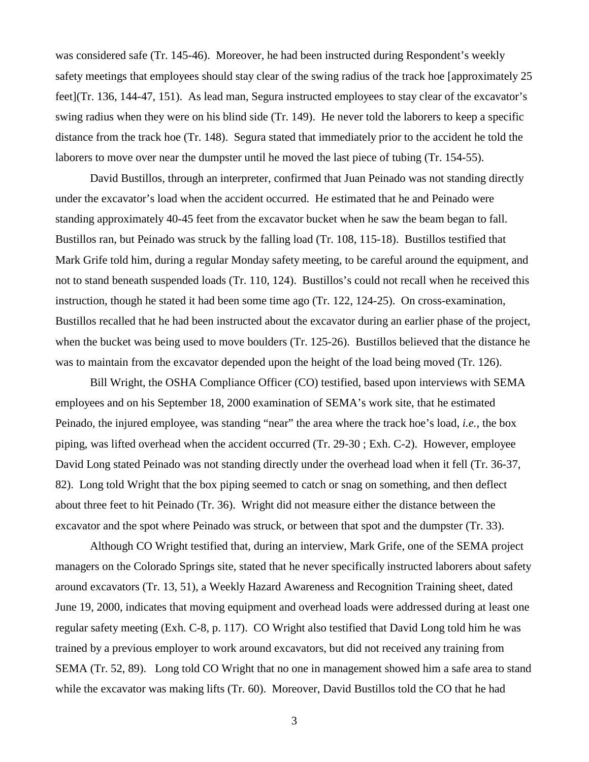was considered safe (Tr. 145-46). Moreover, he had been instructed during Respondent's weekly safety meetings that employees should stay clear of the swing radius of the track hoe [approximately 25 feet](Tr. 136, 144-47, 151). As lead man, Segura instructed employees to stay clear of the excavator's swing radius when they were on his blind side (Tr. 149). He never told the laborers to keep a specific distance from the track hoe (Tr. 148). Segura stated that immediately prior to the accident he told the laborers to move over near the dumpster until he moved the last piece of tubing (Tr. 154-55).

David Bustillos, through an interpreter, confirmed that Juan Peinado was not standing directly under the excavator's load when the accident occurred. He estimated that he and Peinado were standing approximately 40-45 feet from the excavator bucket when he saw the beam began to fall. Bustillos ran, but Peinado was struck by the falling load (Tr. 108, 115-18). Bustillos testified that Mark Grife told him, during a regular Monday safety meeting, to be careful around the equipment, and not to stand beneath suspended loads (Tr. 110, 124). Bustillos's could not recall when he received this instruction, though he stated it had been some time ago (Tr. 122, 124-25). On cross-examination, Bustillos recalled that he had been instructed about the excavator during an earlier phase of the project, when the bucket was being used to move boulders (Tr. 125-26). Bustillos believed that the distance he was to maintain from the excavator depended upon the height of the load being moved (Tr. 126).

Bill Wright, the OSHA Compliance Officer (CO) testified, based upon interviews with SEMA employees and on his September 18, 2000 examination of SEMA's work site, that he estimated Peinado, the injured employee, was standing "near" the area where the track hoe's load, *i.e.,* the box piping, was lifted overhead when the accident occurred (Tr. 29-30 ; Exh. C-2). However, employee David Long stated Peinado was not standing directly under the overhead load when it fell (Tr. 36-37, 82). Long told Wright that the box piping seemed to catch or snag on something, and then deflect about three feet to hit Peinado (Tr. 36). Wright did not measure either the distance between the excavator and the spot where Peinado was struck, or between that spot and the dumpster (Tr. 33).

Although CO Wright testified that, during an interview, Mark Grife, one of the SEMA project managers on the Colorado Springs site, stated that he never specifically instructed laborers about safety around excavators (Tr. 13, 51), a Weekly Hazard Awareness and Recognition Training sheet, dated June 19, 2000, indicates that moving equipment and overhead loads were addressed during at least one regular safety meeting (Exh. C-8, p. 117). CO Wright also testified that David Long told him he was trained by a previous employer to work around excavators, but did not received any training from SEMA (Tr. 52, 89). Long told CO Wright that no one in management showed him a safe area to stand while the excavator was making lifts (Tr. 60). Moreover, David Bustillos told the CO that he had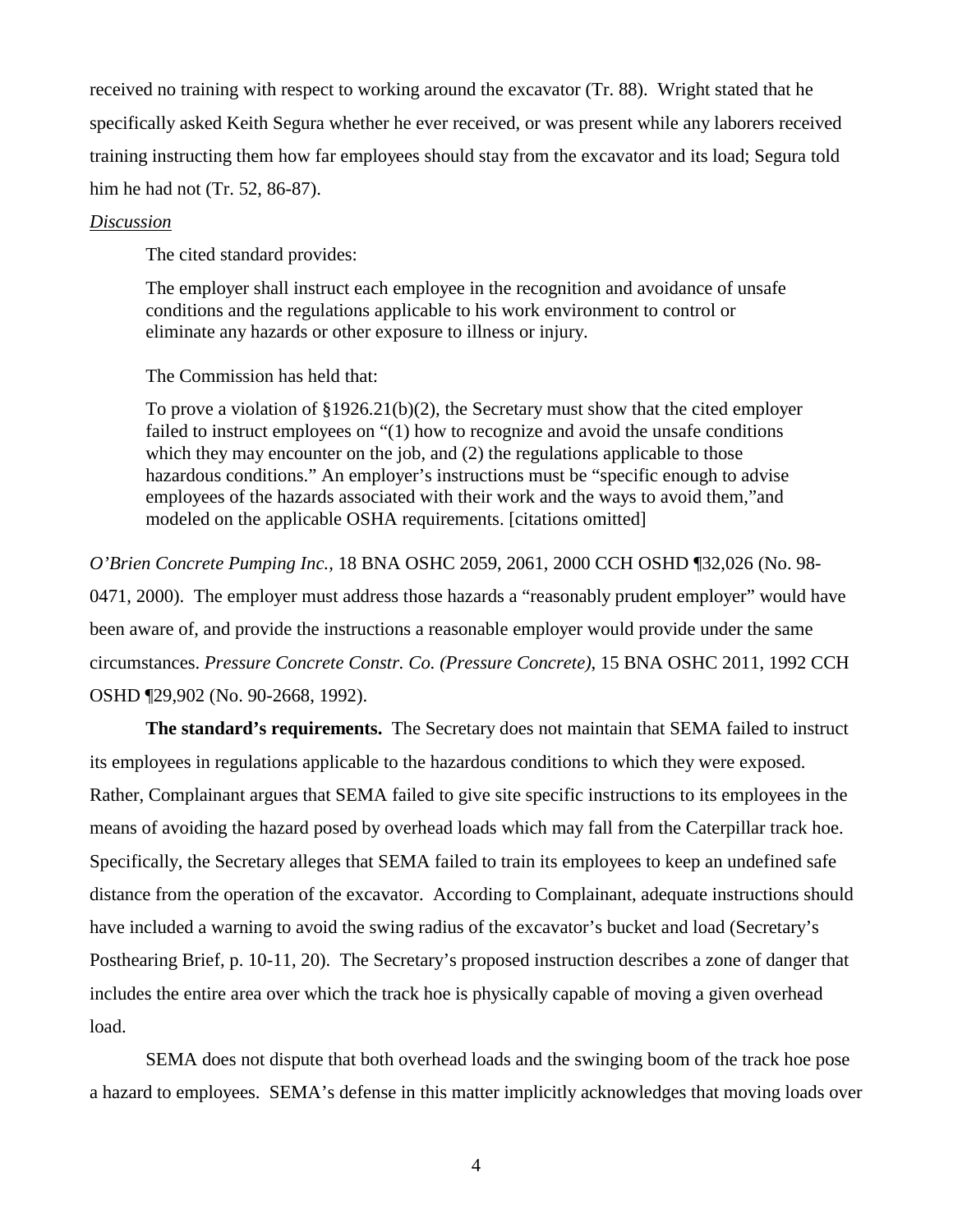received no training with respect to working around the excavator (Tr. 88). Wright stated that he specifically asked Keith Segura whether he ever received, or was present while any laborers received training instructing them how far employees should stay from the excavator and its load; Segura told him he had not (Tr. 52, 86-87).

*Discussion*

The cited standard provides:

> The employer shall instruct each employee in the recognition and avoidance of unsafe conditions and the regulations applicable to his work environment to control or eliminate any hazards or other exposure to illness or injury.

The Commission has held that:

> To prove a violation of §1926.21(b)(2), the Secretary must show that the cited employer failed to instruct employees on "(1) how to recognize and avoid the unsafe conditions which they may encounter on the job, and (2) the regulations applicable to those hazardous conditions." An employer's instructions must be "specific enough to advise employees of the hazards associated with their work and the ways to avoid them,"and modeled on the applicable OSHA requirements. [citations omitted]

*O'Brien Concrete Pumping Inc.*, 18 BNA OSHC 2059, 2061, 2000 CCH OSHD ¶32,026 (No. 98-0471, 2000). The employer must address those hazards a "reasonably prudent employer" would have been aware of, and provide the instructions a reasonable employer would provide under the same circumstances. *Pressure Concrete Constr. Co. (Pressure Concrete)*, 15 BNA OSHC 2011, 1992 CCH OSHD ¶29,902 (No. 90-2668, 1992).

**The standard's requirements.** The Secretary does not maintain that SEMA failed to instruct its employees in regulations applicable to the hazardous conditions to which they were exposed. Rather, Complainant argues that SEMA failed to give site specific instructions to its employees in the means of avoiding the hazard posed by overhead loads which may fall from the Caterpillar track hoe. Specifically, the Secretary alleges that SEMA failed to train its employees to keep an undefined safe distance from the operation of the excavator. According to Complainant, adequate instructions should have included a warning to avoid the swing radius of the excavator's bucket and load (Secretary's Posthearing Brief, p. 10-11, 20). The Secretary's proposed instruction describes a zone of danger that includes the entire area over which the track hoe is physically capable of moving a given overhead load.

SEMA does not dispute that both overhead loads and the swinging boom of the track hoe pose a hazard to employees. SEMA's defense in this matter implicitly acknowledges that moving loads over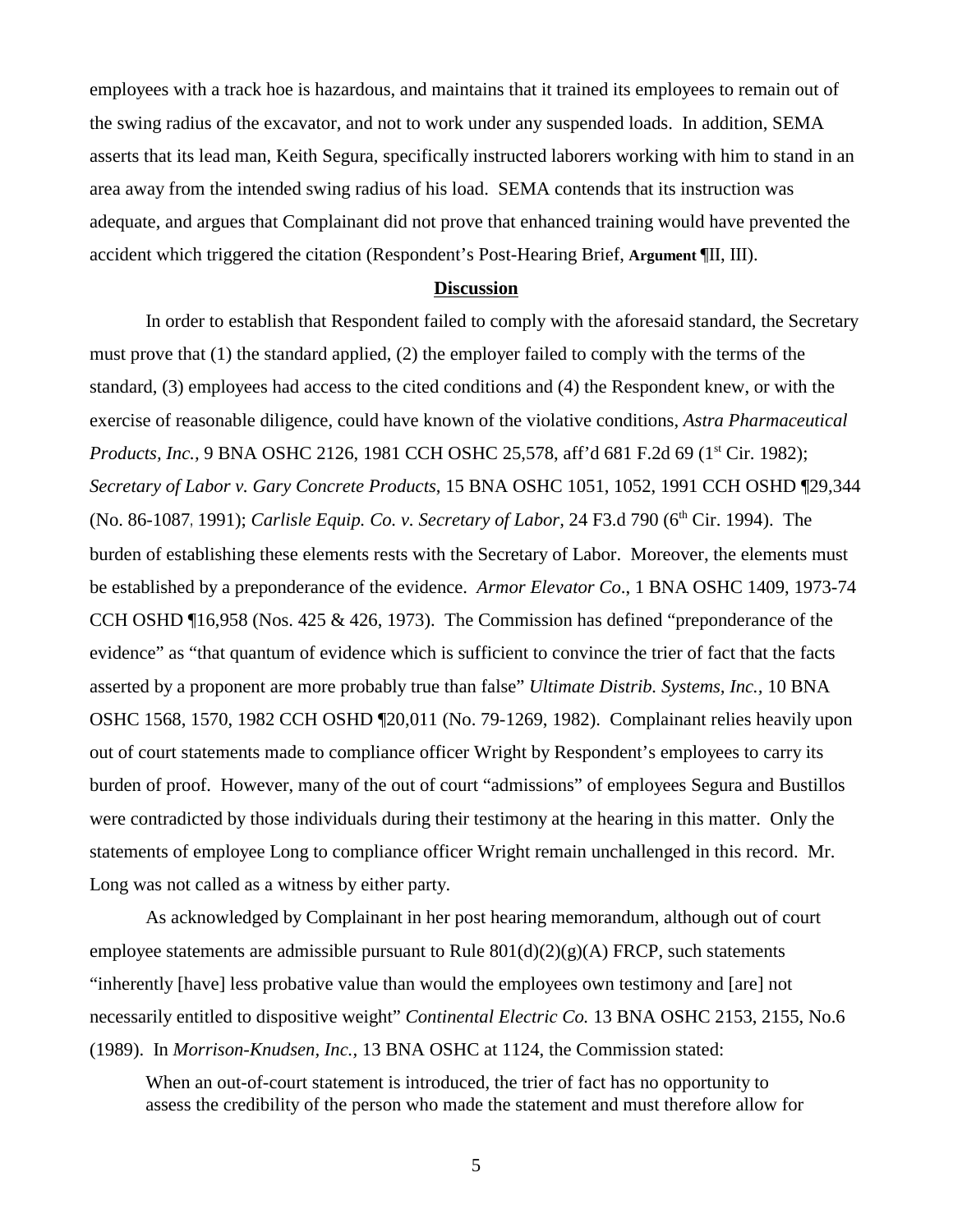employees with a track hoe is hazardous, and maintains that it trained its employees to remain out of the swing radius of the excavator, and not to work under any suspended loads. In addition, SEMA asserts that its lead man, Keith Segura, specifically instructed laborers working with him to stand in an area away from the intended swing radius of his load. SEMA contends that its instruction was adequate, and argues that Complainant did not prove that enhanced training would have prevented the accident which triggered the citation (Respondent's Post-Hearing Brief, **Argument** ¶II, III).

## Discussion

In order to establish that Respondent failed to comply with the aforesaid standard, the Secretary must prove that (1) the standard applied, (2) the employer failed to comply with the terms of the standard, (3) employees had access to the cited conditions and (4) the Respondent knew, or with the exercise of reasonable diligence, could have known of the violative conditions, *Astra Pharmaceutical Products, Inc.*, 9 BNA OSHC 2126, 1981 CCH OSHC 25,578, aff'd 681 F.2d 69 (1st Cir. 1982); *Secretary of Labor v. Gary Concrete Products*, 15 BNA OSHC 1051, 1052, 1991 CCH OSHD ¶29,344 (No. 86-1087, 1991); *Carlisle Equip. Co. v. Secretary of Labor*, 24 F3.d 790 (6th Cir. 1994). The burden of establishing these elements rests with the Secretary of Labor. Moreover, the elements must be established by a preponderance of the evidence. *Armor Elevator Co*., 1 BNA OSHC 1409, 1973-74 CCH OSHD ¶16,958 (Nos. 425 & 426, 1973). The Commission has defined "preponderance of the evidence" as "that quantum of evidence which is sufficient to convince the trier of fact that the facts asserted by a proponent are more probably true than false" *Ultimate Distrib. Systems, Inc.*, 10 BNA OSHC 1568, 1570, 1982 CCH OSHD ¶20,011 (No. 79-1269, 1982). Complainant relies heavily upon out of court statements made to compliance officer Wright by Respondent's employees to carry its burden of proof. However, many of the out of court "admissions" of employees Segura and Bustillos were contradicted by those individuals during their testimony at the hearing in this matter. Only the statements of employee Long to compliance officer Wright remain unchallenged in this record. Mr. Long was not called as a witness by either party.

As acknowledged by Complainant in her post hearing memorandum, although out of court employee statements are admissible pursuant to Rule 801(d)(2)(g)(A) FRCP, such statements "inherently [have] less probative value than would the employees own testimony and [are] not necessarily entitled to dispositive weight" *Continental Electric Co.* 13 BNA OSHC 2153, 2155, No.6 (1989). In *Morrison-Knudsen, Inc.*, 13 BNA OSHC at 1124, the Commission stated:

> When an out-of-court statement is introduced, the trier of fact has no opportunity to assess the credibility of the person who made the statement and must therefore allow for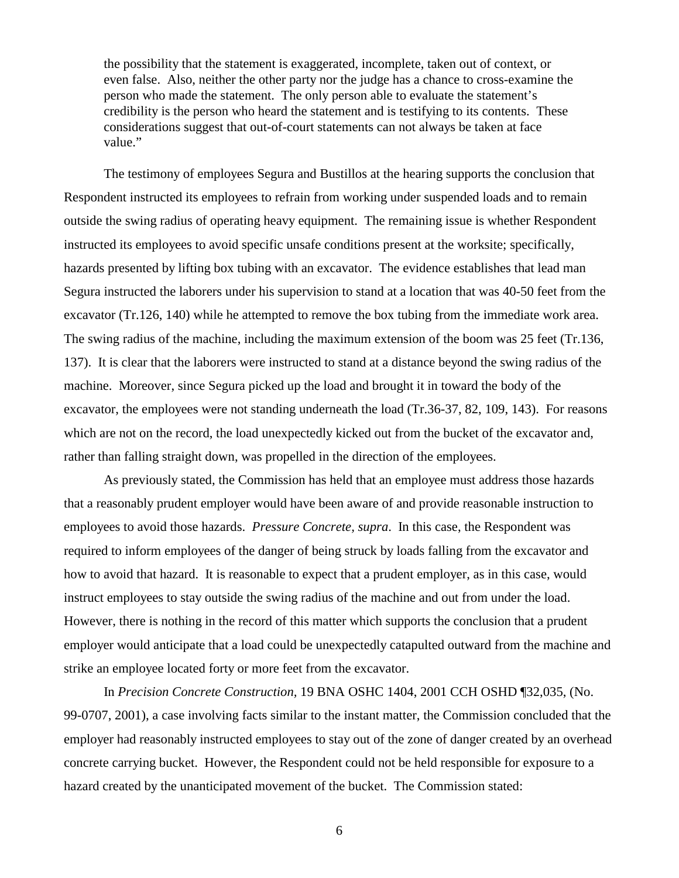> the possibility that the statement is exaggerated, incomplete, taken out of context, or even false. Also, neither the other party nor the judge has a chance to cross-examine the person who made the statement. The only person able to evaluate the statement's credibility is the person who heard the statement and is testifying to its contents. These considerations suggest that out-of-court statements can not always be taken at face value."

The testimony of employees Segura and Bustillos at the hearing supports the conclusion that Respondent instructed its employees to refrain from working under suspended loads and to remain outside the swing radius of operating heavy equipment. The remaining issue is whether Respondent instructed its employees to avoid specific unsafe conditions present at the worksite; specifically, hazards presented by lifting box tubing with an excavator. The evidence establishes that lead man Segura instructed the laborers under his supervision to stand at a location that was 40-50 feet from the excavator (Tr.126, 140) while he attempted to remove the box tubing from the immediate work area. The swing radius of the machine, including the maximum extension of the boom was 25 feet (Tr.136, 137). It is clear that the laborers were instructed to stand at a distance beyond the swing radius of the machine. Moreover, since Segura picked up the load and brought it in toward the body of the excavator, the employees were not standing underneath the load (Tr.36-37, 82, 109, 143). For reasons which are not on the record, the load unexpectedly kicked out from the bucket of the excavator and, rather than falling straight down, was propelled in the direction of the employees.

As previously stated, the Commission has held that an employee must address those hazards that a reasonably prudent employer would have been aware of and provide reasonable instruction to employees to avoid those hazards. *Pressure Concrete, supra*. In this case, the Respondent was required to inform employees of the danger of being struck by loads falling from the excavator and how to avoid that hazard. It is reasonable to expect that a prudent employer, as in this case, would instruct employees to stay outside the swing radius of the machine and out from under the load. However, there is nothing in the record of this matter which supports the conclusion that a prudent employer would anticipate that a load could be unexpectedly catapulted outward from the machine and strike an employee located forty or more feet from the excavator.

In *Precision Concrete Construction*, 19 BNA OSHC 1404, 2001 CCH OSHD ¶32,035, (No. 99-0707, 2001), a case involving facts similar to the instant matter, the Commission concluded that the employer had reasonably instructed employees to stay out of the zone of danger created by an overhead concrete carrying bucket. However, the Respondent could not be held responsible for exposure to a hazard created by the unanticipated movement of the bucket. The Commission stated: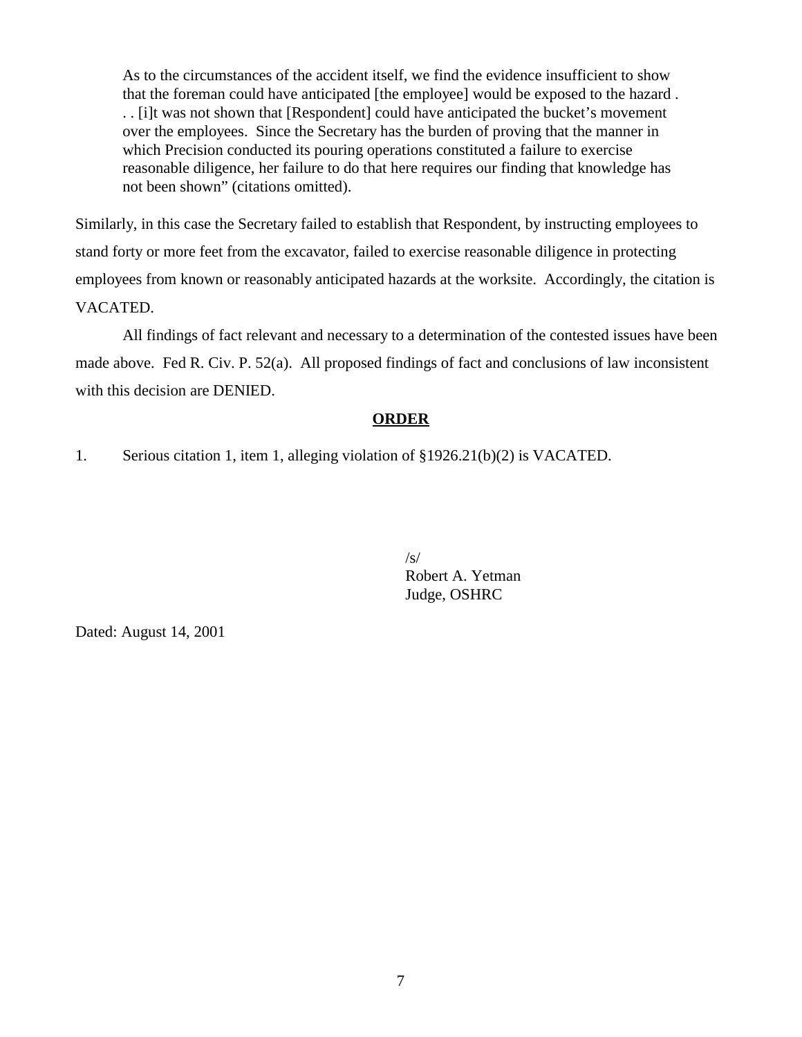> As to the circumstances of the accident itself, we find the evidence insufficient to show that the foreman could have anticipated [the employee] would be exposed to the hazard . . . [i]t was not shown that [Respondent] could have anticipated the bucket's movement over the employees. Since the Secretary has the burden of proving that the manner in which Precision conducted its pouring operations constituted a failure to exercise reasonable diligence, her failure to do that here requires our finding that knowledge has not been shown" (citations omitted).

Similarly, in this case the Secretary failed to establish that Respondent, by instructing employees to stand forty or more feet from the excavator, failed to exercise reasonable diligence in protecting employees from known or reasonably anticipated hazards at the worksite. Accordingly, the citation is VACATED.

All findings of fact relevant and necessary to a determination of the contested issues have been made above. Fed R. Civ. P. 52(a). All proposed findings of fact and conclusions of law inconsistent with this decision are DENIED.

## ORDER

1. Serious citation 1, item 1, alleging violation of §1926.21(b)(2) is VACATED.

/s/
Robert A. Yetman
Judge, OSHRC

Dated: August 14, 2001